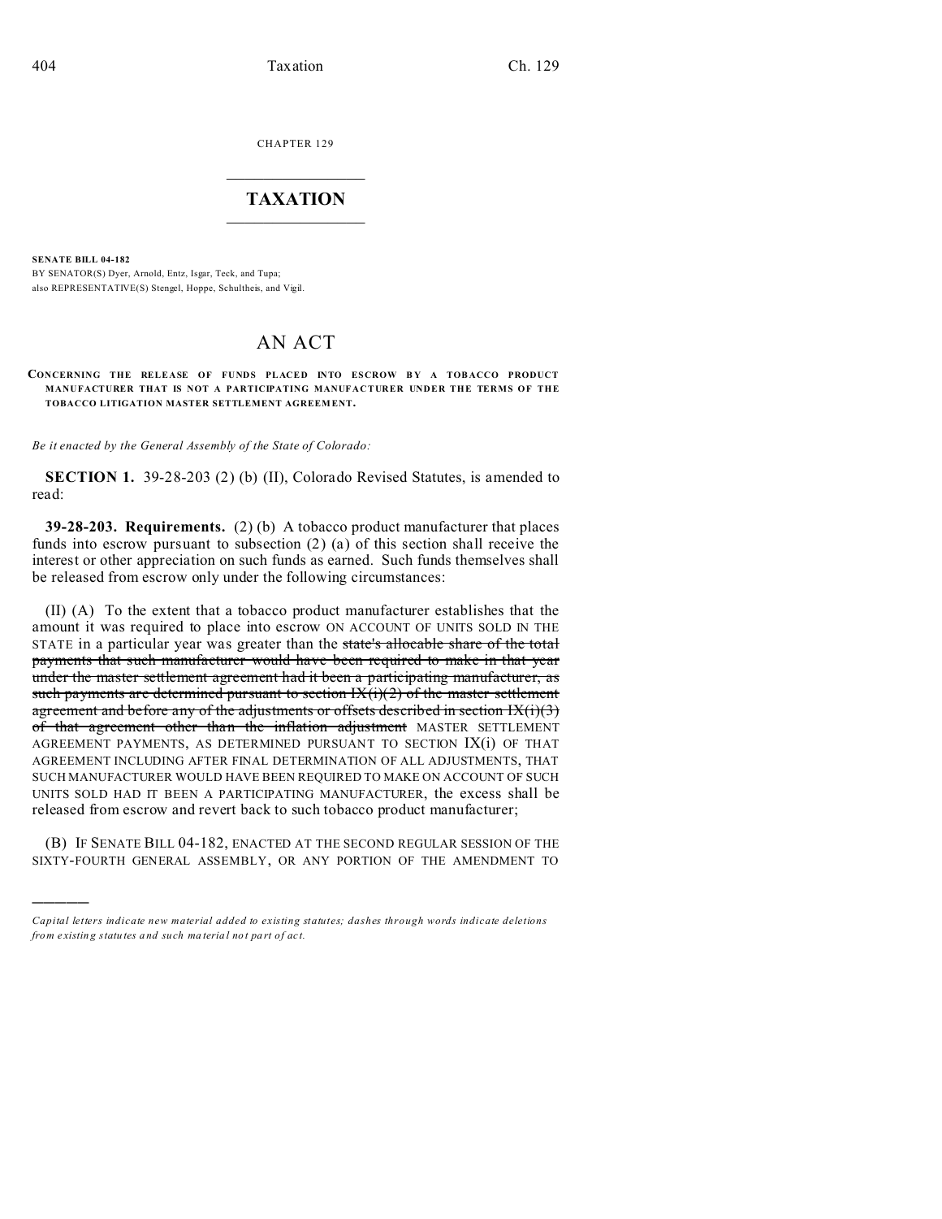CHAPTER 129

# TAXATION

**SENATE BILL 04-182**

BY SENATOR(S) Dyer, Arnold, Entz, Isgar, Teck, and Tupa;
also REPRESENTATIVE(S) Stengel, Hoppe, Schultheis, and Vigil.

# AN ACT

**CONCERNING THE RELEASE OF FUNDS PLACED INTO ESCROW BY A TOBACCO PRODUCT MANUFACTURER THAT IS NOT A PARTICIPATING MANUFACTURER UNDER THE TERMS OF THE TOBACCO LITIGATION MASTER SETTLEMENT AGREEMENT.**

*Be it enacted by the General Assembly of the State of Colorado:*

**SECTION 1.** 39-28-203 (2) (b) (II), Colorado Revised Statutes, is amended to read:

**39-28-203. Requirements.** (2) (b) A tobacco product manufacturer that places funds into escrow pursuant to subsection (2) (a) of this section shall receive the interest or other appreciation on such funds as earned. Such funds themselves shall be released from escrow only under the following circumstances:

(II) (A) To the extent that a tobacco product manufacturer establishes that the amount it was required to place into escrow ON ACCOUNT OF UNITS SOLD IN THE STATE in a particular year was greater than the ~~state's allocable share of the total payments that such manufacturer would have been required to make in that year under the master settlement agreement had it been a participating manufacturer, as such payments are determined pursuant to section IX(i)(2) of the master settlement agreement and before any of the adjustments or offsets described in section IX(i)(3) of that agreement other than the inflation adjustment~~ MASTER SETTLEMENT AGREEMENT PAYMENTS, AS DETERMINED PURSUANT TO SECTION IX(i) OF THAT AGREEMENT INCLUDING AFTER FINAL DETERMINATION OF ALL ADJUSTMENTS, THAT SUCH MANUFACTURER WOULD HAVE BEEN REQUIRED TO MAKE ON ACCOUNT OF SUCH UNITS SOLD HAD IT BEEN A PARTICIPATING MANUFACTURER, the excess shall be released from escrow and revert back to such tobacco product manufacturer;

(B) IF SENATE BILL 04-182, ENACTED AT THE SECOND REGULAR SESSION OF THE SIXTY-FOURTH GENERAL ASSEMBLY, OR ANY PORTION OF THE AMENDMENT TO

---

*Capital letters indicate new material added to existing statutes; dashes through words indicate deletions from existing statutes and such material not part of act.*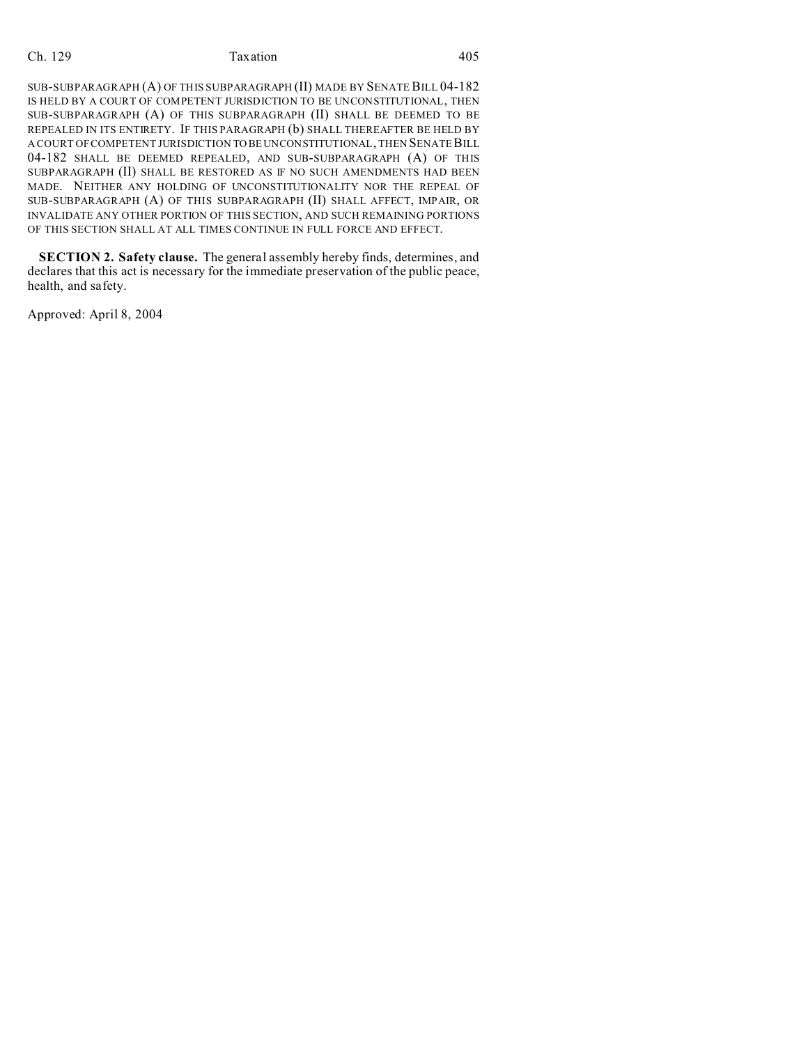SUB-SUBPARAGRAPH (A) OF THIS SUBPARAGRAPH (II) MADE BY SENATE BILL 04-182 IS HELD BY A COURT OF COMPETENT JURISDICTION TO BE UNCONSTITUTIONAL, THEN SUB-SUBPARAGRAPH (A) OF THIS SUBPARAGRAPH (II) SHALL BE DEEMED TO BE REPEALED IN ITS ENTIRETY. IF THIS PARAGRAPH (b) SHALL THEREAFTER BE HELD BY A COURT OF COMPETENT JURISDICTION TO BE UNCONSTITUTIONAL, THEN SENATE BILL 04-182 SHALL BE DEEMED REPEALED, AND SUB-SUBPARAGRAPH (A) OF THIS SUBPARAGRAPH (II) SHALL BE RESTORED AS IF NO SUCH AMENDMENTS HAD BEEN MADE. NEITHER ANY HOLDING OF UNCONSTITUTIONALITY NOR THE REPEAL OF SUB-SUBPARAGRAPH (A) OF THIS SUBPARAGRAPH (II) SHALL AFFECT, IMPAIR, OR INVALIDATE ANY OTHER PORTION OF THIS SECTION, AND SUCH REMAINING PORTIONS OF THIS SECTION SHALL AT ALL TIMES CONTINUE IN FULL FORCE AND EFFECT.

**SECTION 2. Safety clause.** The general assembly hereby finds, determines, and declares that this act is necessary for the immediate preservation of the public peace, health, and safety.

Approved: April 8, 2004